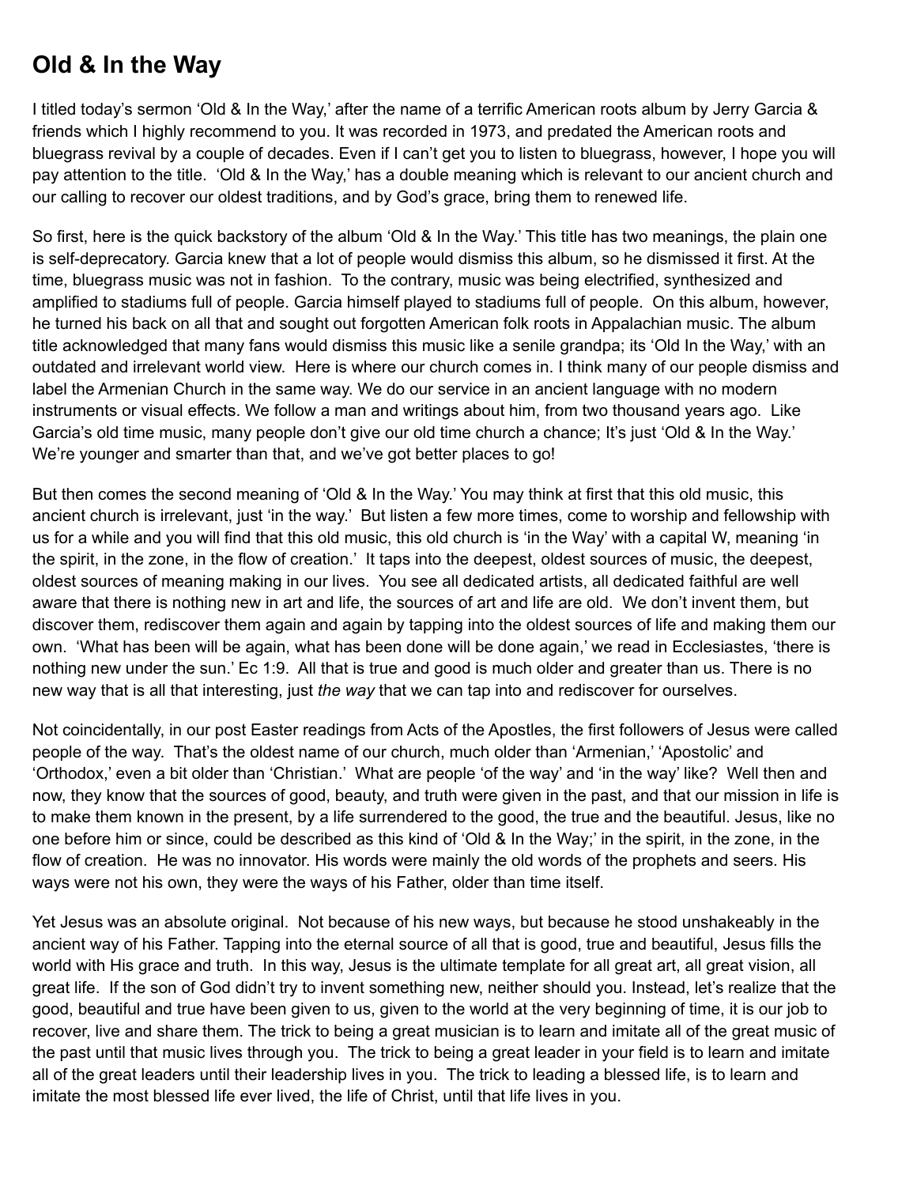# Old & In the Way

I titled today's sermon 'Old & In the Way,' after the name of a terrific American roots album by Jerry Garcia & friends which I highly recommend to you. It was recorded in 1973, and predated the American roots and bluegrass revival by a couple of decades. Even if I can't get you to listen to bluegrass, however, I hope you will pay attention to the title. 'Old & In the Way,' has a double meaning which is relevant to our ancient church and our calling to recover our oldest traditions, and by God's grace, bring them to renewed life.

So first, here is the quick backstory of the album 'Old & In the Way.' This title has two meanings, the plain one is self-deprecatory. Garcia knew that a lot of people would dismiss this album, so he dismissed it first. At the time, bluegrass music was not in fashion. To the contrary, music was being electrified, synthesized and amplified to stadiums full of people. Garcia himself played to stadiums full of people. On this album, however, he turned his back on all that and sought out forgotten American folk roots in Appalachian music. The album title acknowledged that many fans would dismiss this music like a senile grandpa; its 'Old In the Way,' with an outdated and irrelevant world view. Here is where our church comes in. I think many of our people dismiss and label the Armenian Church in the same way. We do our service in an ancient language with no modern instruments or visual effects. We follow a man and writings about him, from two thousand years ago. Like Garcia's old time music, many people don't give our old time church a chance; It's just 'Old & In the Way.' We're younger and smarter than that, and we've got better places to go!

But then comes the second meaning of 'Old & In the Way.' You may think at first that this old music, this ancient church is irrelevant, just 'in the way.' But listen a few more times, come to worship and fellowship with us for a while and you will find that this old music, this old church is 'in the Way' with a capital W, meaning 'in the spirit, in the zone, in the flow of creation.' It taps into the deepest, oldest sources of music, the deepest, oldest sources of meaning making in our lives. You see all dedicated artists, all dedicated faithful are well aware that there is nothing new in art and life, the sources of art and life are old. We don't invent them, but discover them, rediscover them again and again by tapping into the oldest sources of life and making them our own. 'What has been will be again, what has been done will be done again,' we read in Ecclesiastes, 'there is nothing new under the sun.' Ec 1:9. All that is true and good is much older and greater than us. There is no new way that is all that interesting, just *the way* that we can tap into and rediscover for ourselves.

Not coincidentally, in our post Easter readings from Acts of the Apostles, the first followers of Jesus were called people of the way. That's the oldest name of our church, much older than 'Armenian,' 'Apostolic' and 'Orthodox,' even a bit older than 'Christian.' What are people 'of the way' and 'in the way' like? Well then and now, they know that the sources of good, beauty, and truth were given in the past, and that our mission in life is to make them known in the present, by a life surrendered to the good, the true and the beautiful. Jesus, like no one before him or since, could be described as this kind of 'Old & In the Way;' in the spirit, in the zone, in the flow of creation. He was no innovator. His words were mainly the old words of the prophets and seers. His ways were not his own, they were the ways of his Father, older than time itself.

Yet Jesus was an absolute original. Not because of his new ways, but because he stood unshakeably in the ancient way of his Father. Tapping into the eternal source of all that is good, true and beautiful, Jesus fills the world with His grace and truth. In this way, Jesus is the ultimate template for all great art, all great vision, all great life. If the son of God didn't try to invent something new, neither should you. Instead, let's realize that the good, beautiful and true have been given to us, given to the world at the very beginning of time, it is our job to recover, live and share them. The trick to being a great musician is to learn and imitate all of the great music of the past until that music lives through you. The trick to being a great leader in your field is to learn and imitate all of the great leaders until their leadership lives in you. The trick to leading a blessed life, is to learn and imitate the most blessed life ever lived, the life of Christ, until that life lives in you.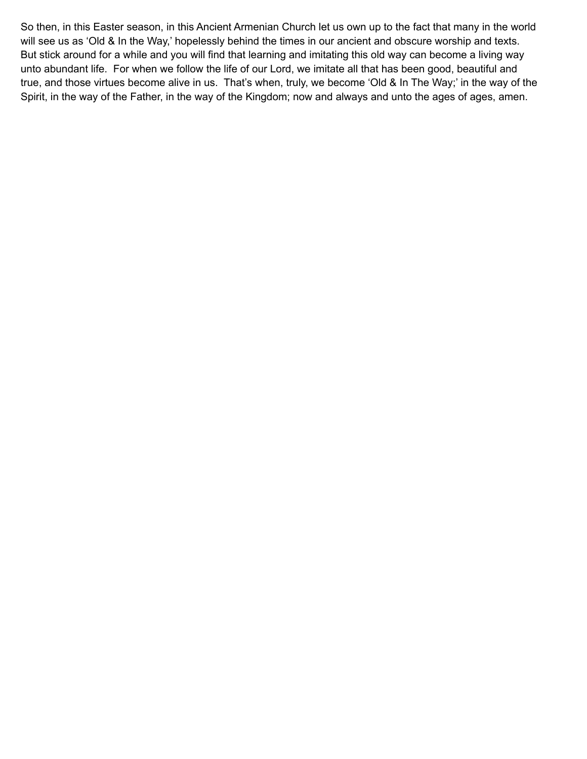So then, in this Easter season, in this Ancient Armenian Church let us own up to the fact that many in the world will see us as 'Old & In the Way,' hopelessly behind the times in our ancient and obscure worship and texts. But stick around for a while and you will find that learning and imitating this old way can become a living way unto abundant life. For when we follow the life of our Lord, we imitate all that has been good, beautiful and true, and those virtues become alive in us. That's when, truly, we become 'Old & In The Way;' in the way of the Spirit, in the way of the Father, in the way of the Kingdom; now and always and unto the ages of ages, amen.